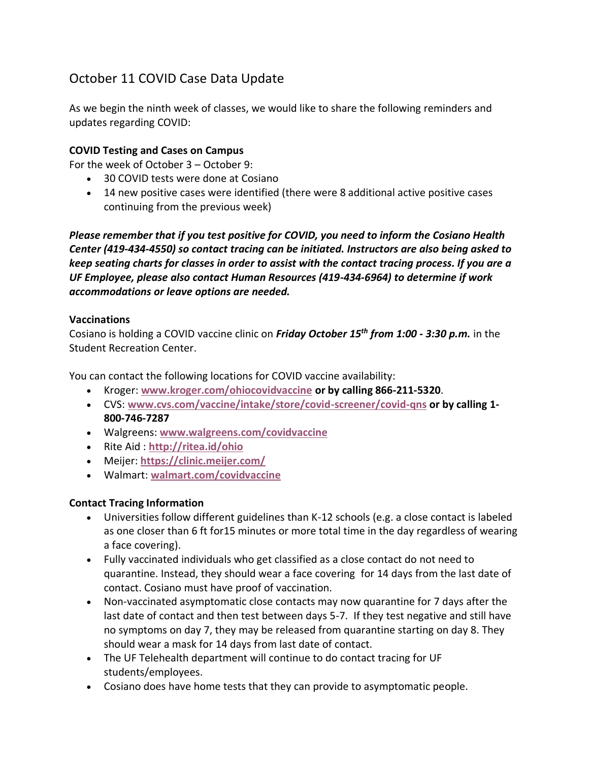# October 11 COVID Case Data Update

As we begin the ninth week of classes, we would like to share the following reminders and updates regarding COVID:

**COVID Testing and Cases on Campus**

For the week of October 3 – October 9:

- 30 COVID tests were done at Cosiano
- 14 new positive cases were identified (there were 8 additional active positive cases continuing from the previous week)

***Please remember that if you test positive for COVID, you need to inform the Cosiano Health Center (419-434-4550) so contact tracing can be initiated. Instructors are also being asked to keep seating charts for classes in order to assist with the contact tracing process. If you are a UF Employee, please also contact Human Resources (419-434-6964) to determine if work accommodations or leave options are needed.***

**Vaccinations**

Cosiano is holding a COVID vaccine clinic on ***Friday October 15th from 1:00 - 3:30 p.m.*** in the Student Recreation Center.

You can contact the following locations for COVID vaccine availability:

- Kroger: **www.kroger.com/ohiocovidvaccine or by calling 866-211-5320**.
- CVS: **www.cvs.com/vaccine/intake/store/covid-screener/covid-qns or by calling 1-800-746-7287**
- Walgreens: **www.walgreens.com/covidvaccine**
- Rite Aid : **http://ritea.id/ohio**
- Meijer: **https://clinic.meijer.com/**
- Walmart: **walmart.com/covidvaccine**

**Contact Tracing Information**

- Universities follow different guidelines than K-12 schools (e.g. a close contact is labeled as one closer than 6 ft for15 minutes or more total time in the day regardless of wearing a face covering).
- Fully vaccinated individuals who get classified as a close contact do not need to quarantine. Instead, they should wear a face covering for 14 days from the last date of contact. Cosiano must have proof of vaccination.
- Non-vaccinated asymptomatic close contacts may now quarantine for 7 days after the last date of contact and then test between days 5-7. If they test negative and still have no symptoms on day 7, they may be released from quarantine starting on day 8. They should wear a mask for 14 days from last date of contact.
- The UF Telehealth department will continue to do contact tracing for UF students/employees.
- Cosiano does have home tests that they can provide to asymptomatic people.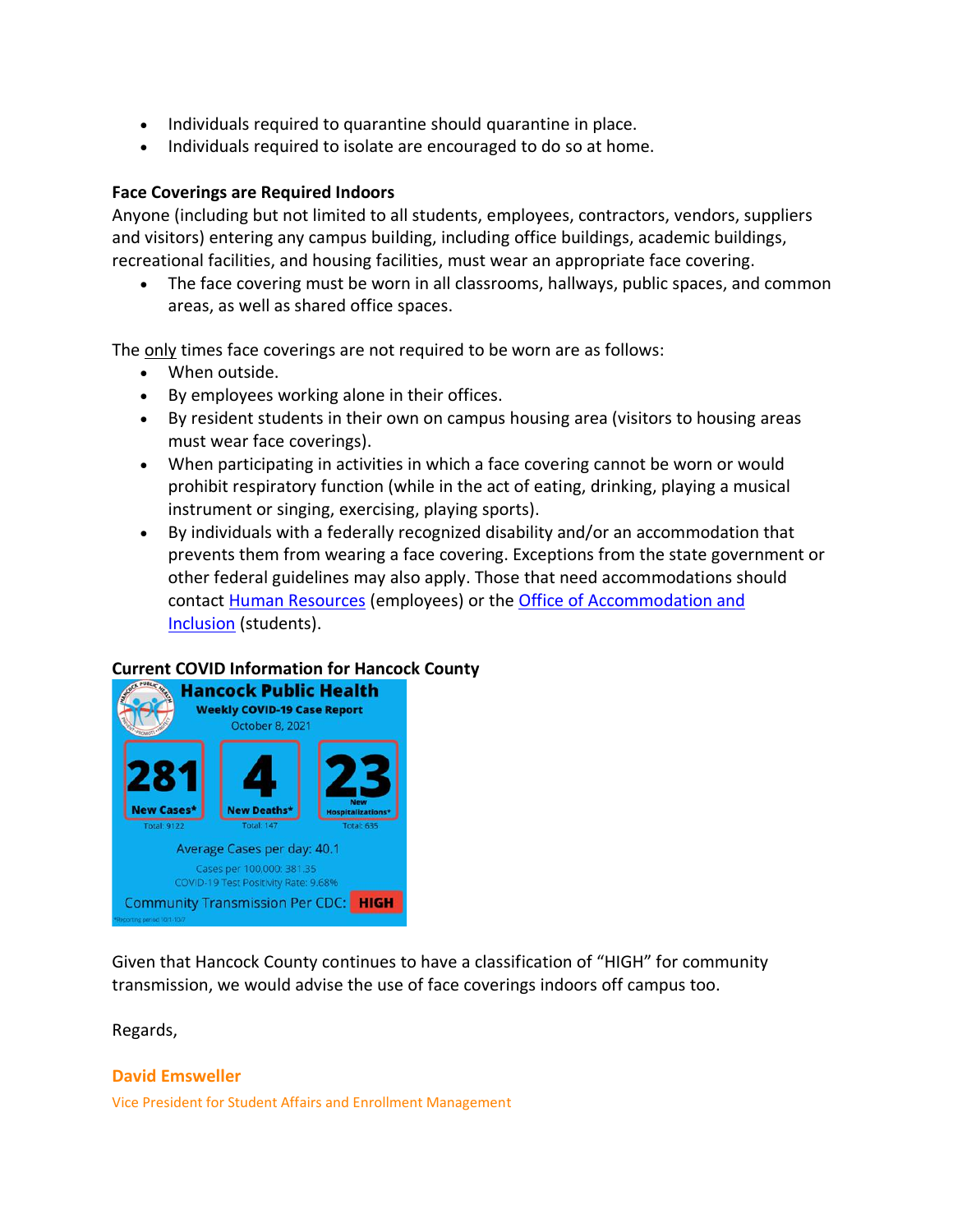- Individuals required to quarantine should quarantine in place.
- Individuals required to isolate are encouraged to do so at home.

**Face Coverings are Required Indoors**

Anyone (including but not limited to all students, employees, contractors, vendors, suppliers and visitors) entering any campus building, including office buildings, academic buildings, recreational facilities, and housing facilities, must wear an appropriate face covering.

- The face covering must be worn in all classrooms, hallways, public spaces, and common areas, as well as shared office spaces.

The only times face coverings are not required to be worn are as follows:

- When outside.
- By employees working alone in their offices.
- By resident students in their own on campus housing area (visitors to housing areas must wear face coverings).
- When participating in activities in which a face covering cannot be worn or would prohibit respiratory function (while in the act of eating, drinking, playing a musical instrument or singing, exercising, playing sports).
- By individuals with a federally recognized disability and/or an accommodation that prevents them from wearing a face covering. Exceptions from the state government or other federal guidelines may also apply. Those that need accommodations should contact Human Resources (employees) or the Office of Accommodation and Inclusion (students).

**Current COVID Information for Hancock County**

Hancock Public Health

Weekly COVID-19 Case Report

October 8, 2021

281 New Cases* — Total: 9122

4 New Deaths* — Total: 147

23 New Hospitalizations* — Total: 635

Average Cases per day: 40.1

Cases per 100,000: 381.35

COVID-19 Test Positivity Rate: 9.68%

Community Transmission Per CDC: HIGH

*Reporting period 10/1-10/7

Given that Hancock County continues to have a classification of "HIGH" for community transmission, we would advise the use of face coverings indoors off campus too.

Regards,

**David Emsweller**

Vice President for Student Affairs and Enrollment Management